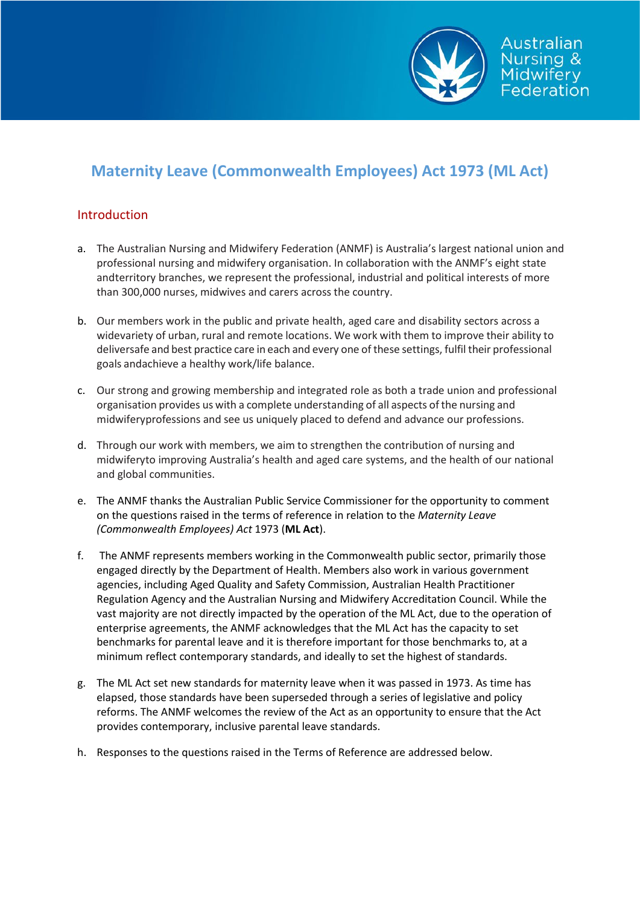# Maternity Leave (Commonwealth Employees) Act 1973 (ML Act)

## Introduction

a. The Australian Nursing and Midwifery Federation (ANMF) is Australia's largest national union and professional nursing and midwifery organisation. In collaboration with the ANMF's eight state andterritory branches, we represent the professional, industrial and political interests of more than 300,000 nurses, midwives and carers across the country.

b. Our members work in the public and private health, aged care and disability sectors across a widevariety of urban, rural and remote locations. We work with them to improve their ability to deliversafe and best practice care in each and every one of these settings, fulfil their professional goals andachieve a healthy work/life balance.

c. Our strong and growing membership and integrated role as both a trade union and professional organisation provides us with a complete understanding of all aspects of the nursing and midwiferyprofessions and see us uniquely placed to defend and advance our professions.

d. Through our work with members, we aim to strengthen the contribution of nursing and midwiferyto improving Australia's health and aged care systems, and the health of our national and global communities.

e. The ANMF thanks the Australian Public Service Commissioner for the opportunity to comment on the questions raised in the terms of reference in relation to the *Maternity Leave (Commonwealth Employees) Act* 1973 (**ML Act**).

f. The ANMF represents members working in the Commonwealth public sector, primarily those engaged directly by the Department of Health. Members also work in various government agencies, including Aged Quality and Safety Commission, Australian Health Practitioner Regulation Agency and the Australian Nursing and Midwifery Accreditation Council. While the vast majority are not directly impacted by the operation of the ML Act, due to the operation of enterprise agreements, the ANMF acknowledges that the ML Act has the capacity to set benchmarks for parental leave and it is therefore important for those benchmarks to, at a minimum reflect contemporary standards, and ideally to set the highest of standards.

g. The ML Act set new standards for maternity leave when it was passed in 1973. As time has elapsed, those standards have been superseded through a series of legislative and policy reforms. The ANMF welcomes the review of the Act as an opportunity to ensure that the Act provides contemporary, inclusive parental leave standards.

h. Responses to the questions raised in the Terms of Reference are addressed below.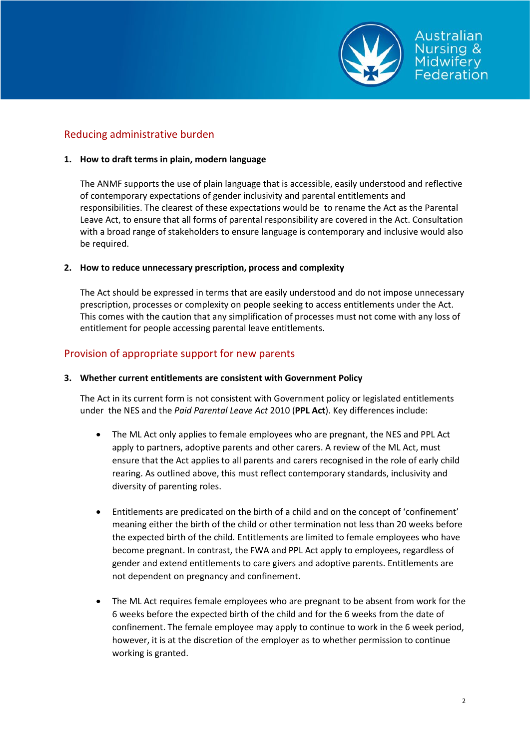## Reducing administrative burden

**1. How to draft terms in plain, modern language**

The ANMF supports the use of plain language that is accessible, easily understood and reflective of contemporary expectations of gender inclusivity and parental entitlements and responsibilities. The clearest of these expectations would be to rename the Act as the Parental Leave Act, to ensure that all forms of parental responsibility are covered in the Act. Consultation with a broad range of stakeholders to ensure language is contemporary and inclusive would also be required.

**2. How to reduce unnecessary prescription, process and complexity**

The Act should be expressed in terms that are easily understood and do not impose unnecessary prescription, processes or complexity on people seeking to access entitlements under the Act. This comes with the caution that any simplification of processes must not come with any loss of entitlement for people accessing parental leave entitlements.

## Provision of appropriate support for new parents

**3. Whether current entitlements are consistent with Government Policy**

The Act in its current form is not consistent with Government policy or legislated entitlements under the NES and the *Paid Parental Leave Act* 2010 (**PPL Act**). Key differences include:

- The ML Act only applies to female employees who are pregnant, the NES and PPL Act apply to partners, adoptive parents and other carers. A review of the ML Act, must ensure that the Act applies to all parents and carers recognised in the role of early child rearing. As outlined above, this must reflect contemporary standards, inclusivity and diversity of parenting roles.

- Entitlements are predicated on the birth of a child and on the concept of 'confinement' meaning either the birth of the child or other termination not less than 20 weeks before the expected birth of the child. Entitlements are limited to female employees who have become pregnant. In contrast, the FWA and PPL Act apply to employees, regardless of gender and extend entitlements to care givers and adoptive parents. Entitlements are not dependent on pregnancy and confinement.

- The ML Act requires female employees who are pregnant to be absent from work for the 6 weeks before the expected birth of the child and for the 6 weeks from the date of confinement. The female employee may apply to continue to work in the 6 week period, however, it is at the discretion of the employer as to whether permission to continue working is granted.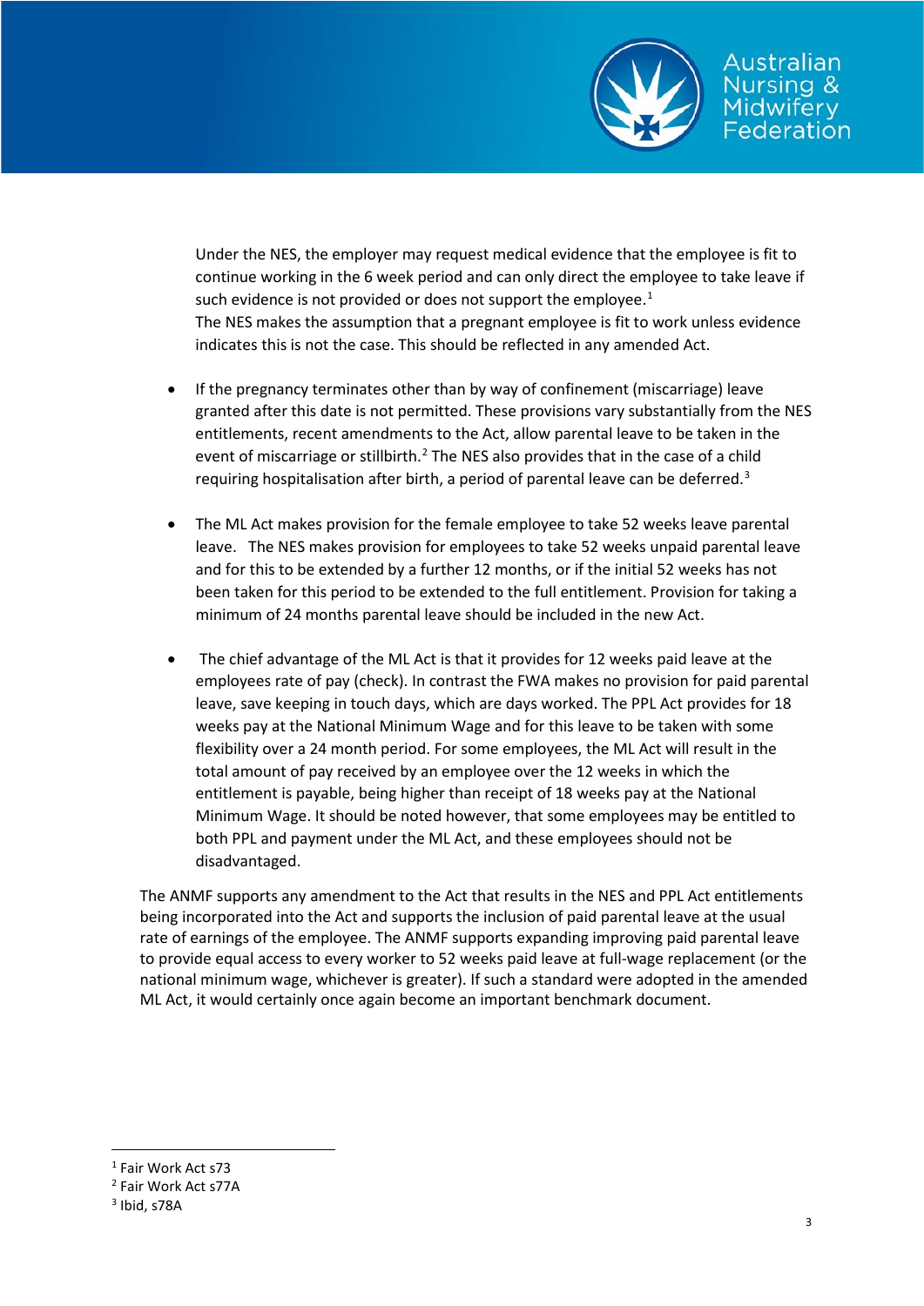Under the NES, the employer may request medical evidence that the employee is fit to continue working in the 6 week period and can only direct the employee to take leave if such evidence is not provided or does not support the employee.[1]
The NES makes the assumption that a pregnant employee is fit to work unless evidence indicates this is not the case. This should be reflected in any amended Act.

- If the pregnancy terminates other than by way of confinement (miscarriage) leave granted after this date is not permitted. These provisions vary substantially from the NES entitlements, recent amendments to the Act, allow parental leave to be taken in the event of miscarriage or stillbirth.[2] The NES also provides that in the case of a child requiring hospitalisation after birth, a period of parental leave can be deferred.[3]

- The ML Act makes provision for the female employee to take 52 weeks leave parental leave. The NES makes provision for employees to take 52 weeks unpaid parental leave and for this to be extended by a further 12 months, or if the initial 52 weeks has not been taken for this period to be extended to the full entitlement. Provision for taking a minimum of 24 months parental leave should be included in the new Act.

- The chief advantage of the ML Act is that it provides for 12 weeks paid leave at the employees rate of pay (check). In contrast the FWA makes no provision for paid parental leave, save keeping in touch days, which are days worked. The PPL Act provides for 18 weeks pay at the National Minimum Wage and for this leave to be taken with some flexibility over a 24 month period. For some employees, the ML Act will result in the total amount of pay received by an employee over the 12 weeks in which the entitlement is payable, being higher than receipt of 18 weeks pay at the National Minimum Wage. It should be noted however, that some employees may be entitled to both PPL and payment under the ML Act, and these employees should not be disadvantaged.

The ANMF supports any amendment to the Act that results in the NES and PPL Act entitlements being incorporated into the Act and supports the inclusion of paid parental leave at the usual rate of earnings of the employee. The ANMF supports expanding improving paid parental leave to provide equal access to every worker to 52 weeks paid leave at full-wage replacement (or the national minimum wage, whichever is greater). If such a standard were adopted in the amended ML Act, it would certainly once again become an important benchmark document.

---

[1] Fair Work Act s73
[2] Fair Work Act s77A
[3] Ibid, s78A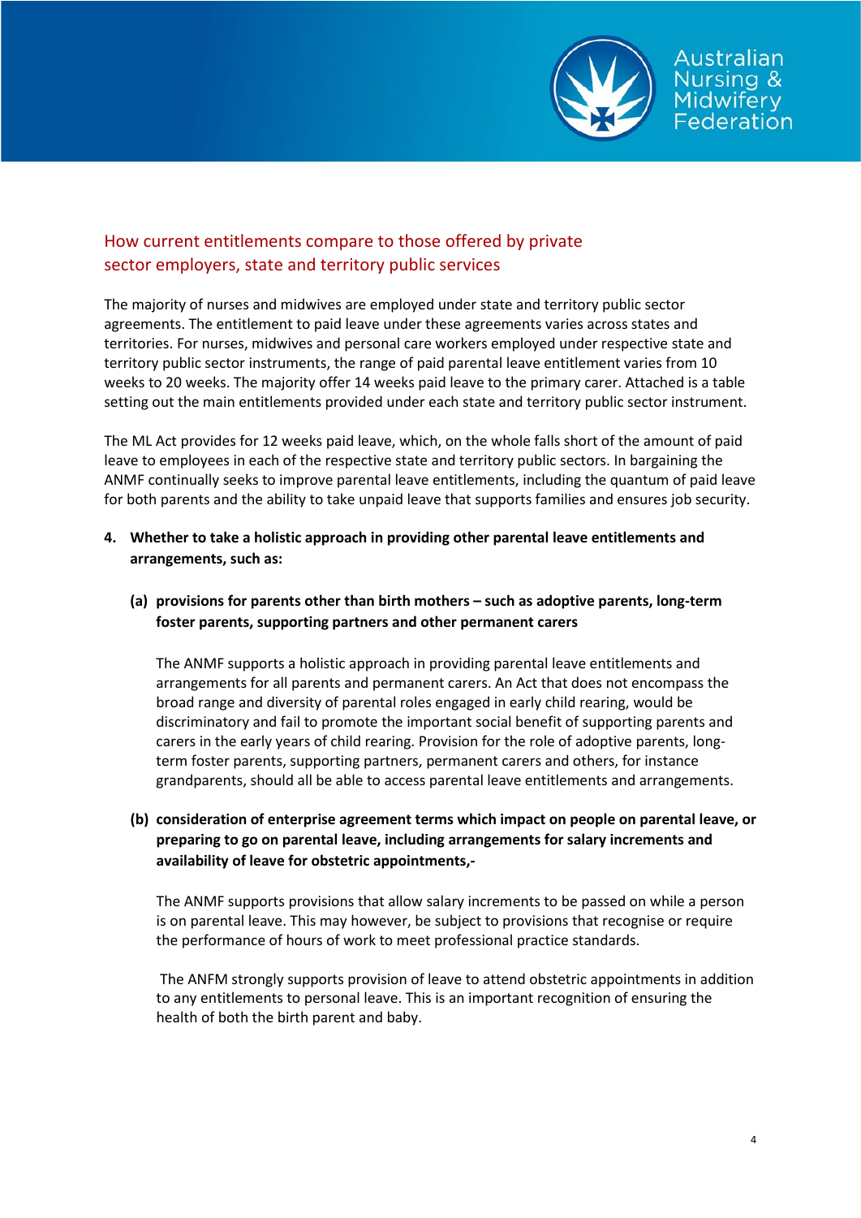## How current entitlements compare to those offered by private sector employers, state and territory public services

The majority of nurses and midwives are employed under state and territory public sector agreements. The entitlement to paid leave under these agreements varies across states and territories. For nurses, midwives and personal care workers employed under respective state and territory public sector instruments, the range of paid parental leave entitlement varies from 10 weeks to 20 weeks. The majority offer 14 weeks paid leave to the primary carer. Attached is a table setting out the main entitlements provided under each state and territory public sector instrument.

The ML Act provides for 12 weeks paid leave, which, on the whole falls short of the amount of paid leave to employees in each of the respective state and territory public sectors. In bargaining the ANMF continually seeks to improve parental leave entitlements, including the quantum of paid leave for both parents and the ability to take unpaid leave that supports families and ensures job security.

**4. Whether to take a holistic approach in providing other parental leave entitlements and arrangements, such as:**

**(a) provisions for parents other than birth mothers – such as adoptive parents, long-term foster parents, supporting partners and other permanent carers**

The ANMF supports a holistic approach in providing parental leave entitlements and arrangements for all parents and permanent carers. An Act that does not encompass the broad range and diversity of parental roles engaged in early child rearing, would be discriminatory and fail to promote the important social benefit of supporting parents and carers in the early years of child rearing. Provision for the role of adoptive parents, long-term foster parents, supporting partners, permanent carers and others, for instance grandparents, should all be able to access parental leave entitlements and arrangements.

**(b) consideration of enterprise agreement terms which impact on people on parental leave, or preparing to go on parental leave, including arrangements for salary increments and availability of leave for obstetric appointments,-**

The ANMF supports provisions that allow salary increments to be passed on while a person is on parental leave. This may however, be subject to provisions that recognise or require the performance of hours of work to meet professional practice standards.

The ANFM strongly supports provision of leave to attend obstetric appointments in addition to any entitlements to personal leave. This is an important recognition of ensuring the health of both the birth parent and baby.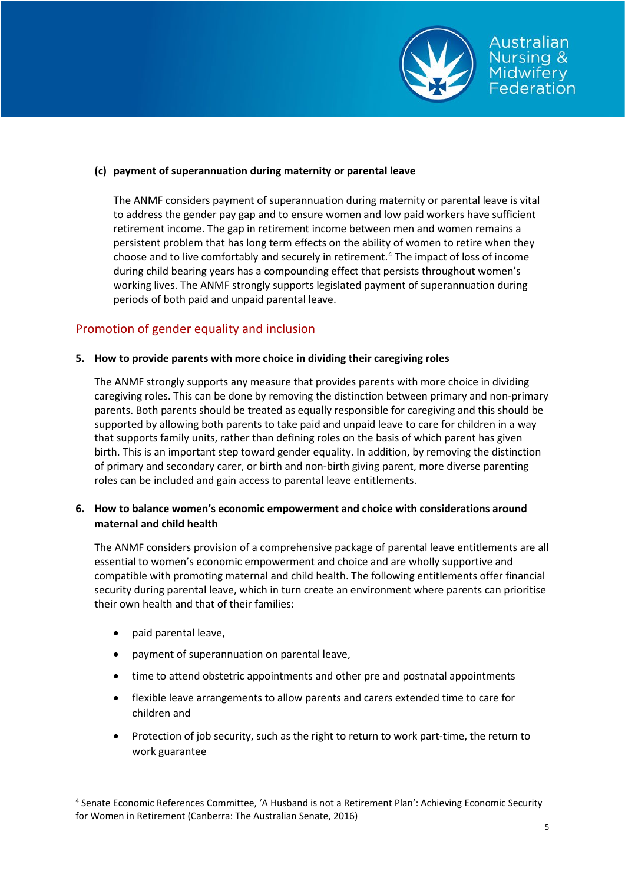**(c) payment of superannuation during maternity or parental leave**

The ANMF considers payment of superannuation during maternity or parental leave is vital to address the gender pay gap and to ensure women and low paid workers have sufficient retirement income. The gap in retirement income between men and women remains a persistent problem that has long term effects on the ability of women to retire when they choose and to live comfortably and securely in retirement.[4] The impact of loss of income during child bearing years has a compounding effect that persists throughout women's working lives. The ANMF strongly supports legislated payment of superannuation during periods of both paid and unpaid parental leave.

## Promotion of gender equality and inclusion

**5. How to provide parents with more choice in dividing their caregiving roles**

The ANMF strongly supports any measure that provides parents with more choice in dividing caregiving roles. This can be done by removing the distinction between primary and non-primary parents. Both parents should be treated as equally responsible for caregiving and this should be supported by allowing both parents to take paid and unpaid leave to care for children in a way that supports family units, rather than defining roles on the basis of which parent has given birth. This is an important step toward gender equality. In addition, by removing the distinction of primary and secondary carer, or birth and non-birth giving parent, more diverse parenting roles can be included and gain access to parental leave entitlements.

**6. How to balance women's economic empowerment and choice with considerations around maternal and child health**

The ANMF considers provision of a comprehensive package of parental leave entitlements are all essential to women's economic empowerment and choice and are wholly supportive and compatible with promoting maternal and child health. The following entitlements offer financial security during parental leave, which in turn create an environment where parents can prioritise their own health and that of their families:

- paid parental leave,
- payment of superannuation on parental leave,
- time to attend obstetric appointments and other pre and postnatal appointments
- flexible leave arrangements to allow parents and carers extended time to care for children and
- Protection of job security, such as the right to return to work part-time, the return to work guarantee

---

[4] Senate Economic References Committee, 'A Husband is not a Retirement Plan': Achieving Economic Security for Women in Retirement (Canberra: The Australian Senate, 2016)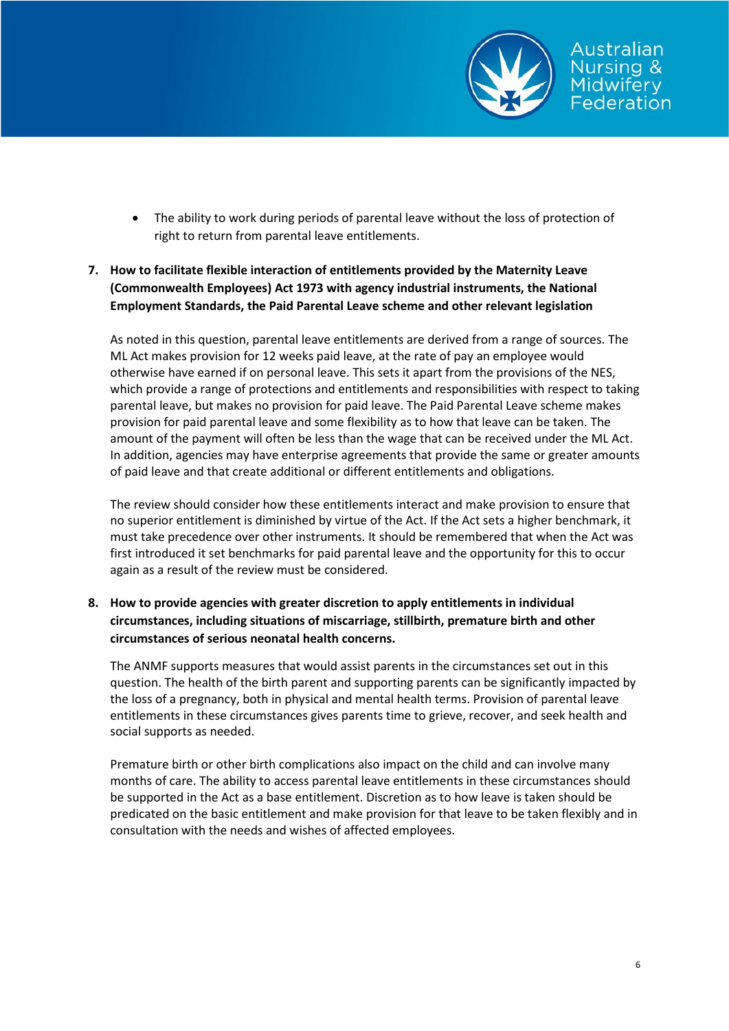- The ability to work during periods of parental leave without the loss of protection of right to return from parental leave entitlements.

**7. How to facilitate flexible interaction of entitlements provided by the Maternity Leave (Commonwealth Employees) Act 1973 with agency industrial instruments, the National Employment Standards, the Paid Parental Leave scheme and other relevant legislation**

As noted in this question, parental leave entitlements are derived from a range of sources. The ML Act makes provision for 12 weeks paid leave, at the rate of pay an employee would otherwise have earned if on personal leave. This sets it apart from the provisions of the NES, which provide a range of protections and entitlements and responsibilities with respect to taking parental leave, but makes no provision for paid leave. The Paid Parental Leave scheme makes provision for paid parental leave and some flexibility as to how that leave can be taken. The amount of the payment will often be less than the wage that can be received under the ML Act. In addition, agencies may have enterprise agreements that provide the same or greater amounts of paid leave and that create additional or different entitlements and obligations.

The review should consider how these entitlements interact and make provision to ensure that no superior entitlement is diminished by virtue of the Act. If the Act sets a higher benchmark, it must take precedence over other instruments. It should be remembered that when the Act was first introduced it set benchmarks for paid parental leave and the opportunity for this to occur again as a result of the review must be considered.

**8. How to provide agencies with greater discretion to apply entitlements in individual circumstances, including situations of miscarriage, stillbirth, premature birth and other circumstances of serious neonatal health concerns.**

The ANMF supports measures that would assist parents in the circumstances set out in this question. The health of the birth parent and supporting parents can be significantly impacted by the loss of a pregnancy, both in physical and mental health terms. Provision of parental leave entitlements in these circumstances gives parents time to grieve, recover, and seek health and social supports as needed.

Premature birth or other birth complications also impact on the child and can involve many months of care. The ability to access parental leave entitlements in these circumstances should be supported in the Act as a base entitlement. Discretion as to how leave is taken should be predicated on the basic entitlement and make provision for that leave to be taken flexibly and in consultation with the needs and wishes of affected employees.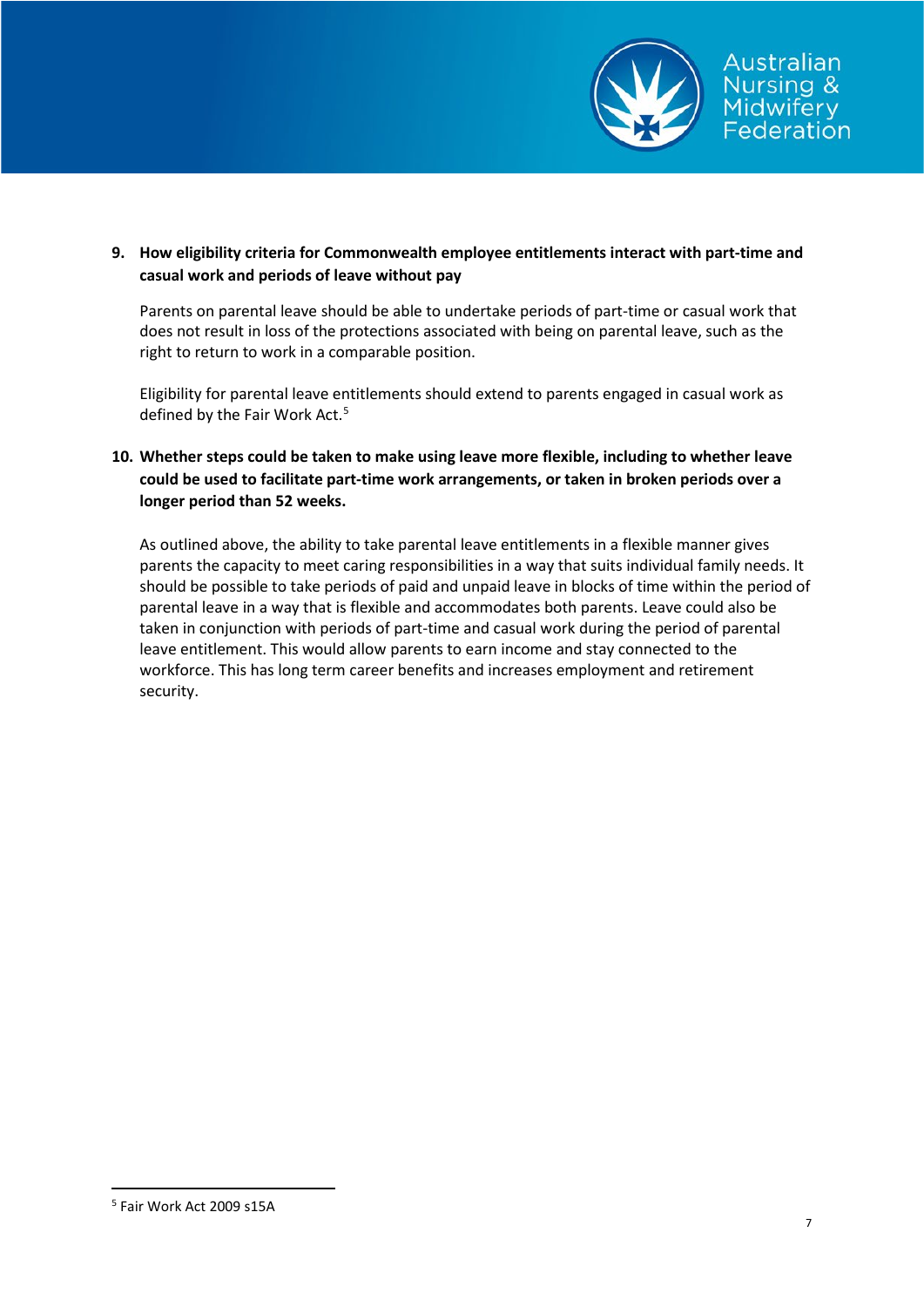**9. How eligibility criteria for Commonwealth employee entitlements interact with part-time and casual work and periods of leave without pay**

Parents on parental leave should be able to undertake periods of part-time or casual work that does not result in loss of the protections associated with being on parental leave, such as the right to return to work in a comparable position.

Eligibility for parental leave entitlements should extend to parents engaged in casual work as defined by the Fair Work Act.[5]

**10. Whether steps could be taken to make using leave more flexible, including to whether leave could be used to facilitate part-time work arrangements, or taken in broken periods over a longer period than 52 weeks.**

As outlined above, the ability to take parental leave entitlements in a flexible manner gives parents the capacity to meet caring responsibilities in a way that suits individual family needs. It should be possible to take periods of paid and unpaid leave in blocks of time within the period of parental leave in a way that is flexible and accommodates both parents. Leave could also be taken in conjunction with periods of part-time and casual work during the period of parental leave entitlement. This would allow parents to earn income and stay connected to the workforce. This has long term career benefits and increases employment and retirement security.

---

[5] Fair Work Act 2009 s15A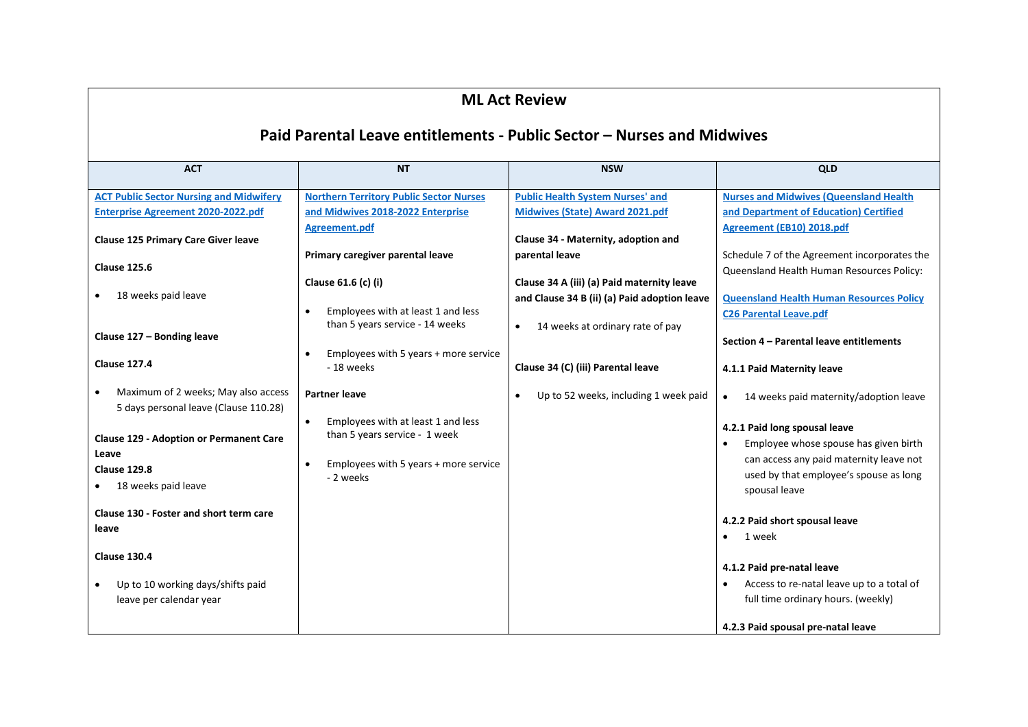# ML Act Review

## Paid Parental Leave entitlements - Public Sector – Nurses and Midwives

| ACT | NT | NSW | QLD |
|---|---|---|---|
| **ACT Public Sector Nursing and Midwifery Enterprise Agreement 2020-2022.pdf**<br><br>**Clause 125 Primary Care Giver leave**<br><br>**Clause 125.6**<br>• 18 weeks paid leave<br><br>**Clause 127 – Bonding leave**<br><br>**Clause 127.4**<br>• Maximum of 2 weeks; May also access 5 days personal leave (Clause 110.28)<br><br>**Clause 129 - Adoption or Permanent Care Leave**<br>**Clause 129.8**<br>• 18 weeks paid leave<br><br>**Clause 130 - Foster and short term care leave**<br><br>**Clause 130.4**<br>• Up to 10 working days/shifts paid leave per calendar year | **Northern Territory Public Sector Nurses and Midwives 2018-2022 Enterprise Agreement.pdf**<br><br>**Primary caregiver parental leave**<br><br>**Clause 61.6 (c) (i)**<br>• Employees with at least 1 and less than 5 years service - 14 weeks<br>• Employees with 5 years + more service - 18 weeks<br><br>**Partner leave**<br>• Employees with at least 1 and less than 5 years service - 1 week<br>• Employees with 5 years + more service - 2 weeks | **Public Health System Nurses' and Midwives (State) Award 2021.pdf**<br><br>**Clause 34 - Maternity, adoption and parental leave**<br><br>**Clause 34 A (iii) (a) Paid maternity leave and Clause 34 B (ii) (a) Paid adoption leave**<br>• 14 weeks at ordinary rate of pay<br><br>**Clause 34 (C) (iii) Parental leave**<br>• Up to 52 weeks, including 1 week paid | **Nurses and Midwives (Queensland Health and Department of Education) Certified Agreement (EB10) 2018.pdf**<br><br>Schedule 7 of the Agreement incorporates the Queensland Health Human Resources Policy:<br><br>**Queensland Health Human Resources Policy C26 Parental Leave.pdf**<br><br>**Section 4 – Parental leave entitlements**<br><br>**4.1.1 Paid Maternity leave**<br>• 14 weeks paid maternity/adoption leave<br><br>**4.2.1 Paid long spousal leave**<br>• Employee whose spouse has given birth can access any paid maternity leave not used by that employee's spouse as long spousal leave<br><br>**4.2.2 Paid short spousal leave**<br>• 1 week<br><br>**4.1.2 Paid pre-natal leave**<br>• Access to re-natal leave up to a total of full time ordinary hours. (weekly)<br><br>**4.2.3 Paid spousal pre-natal leave** |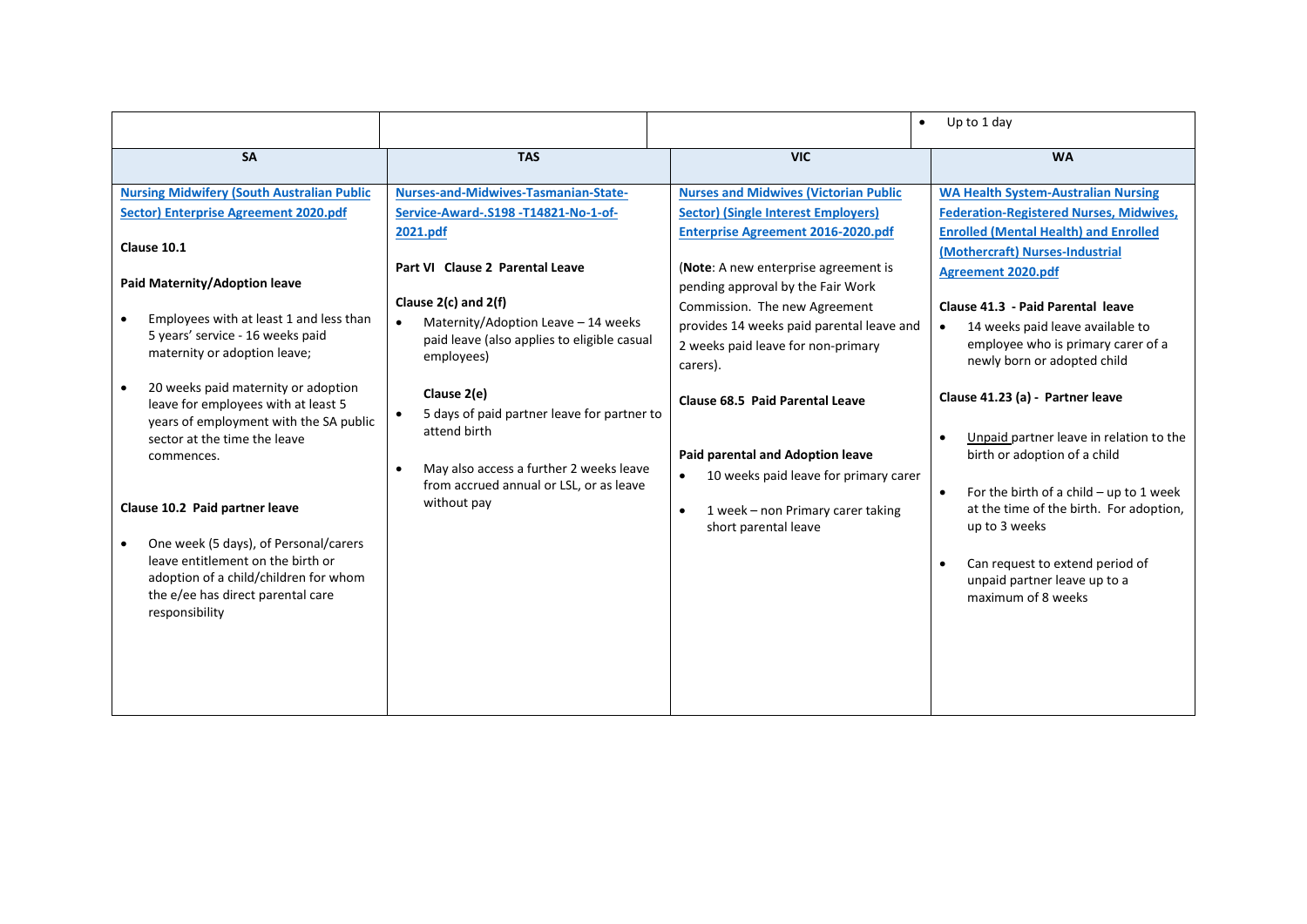| | | | |
|---|---|---|---|
| | | | • Up to 1 day |
| **SA** | **TAS** | **VIC** | **WA** |
| **Nursing Midwifery (South Australian Public Sector) Enterprise Agreement 2020.pdf**<br><br>**Clause 10.1**<br><br>**Paid Maternity/Adoption leave**<br><br>• Employees with at least 1 and less than 5 years' service - 16 weeks paid maternity or adoption leave;<br><br>• 20 weeks paid maternity or adoption leave for employees with at least 5 years of employment with the SA public sector at the time the leave commences.<br><br>**Clause 10.2 Paid partner leave**<br><br>• One week (5 days), of Personal/carers leave entitlement on the birth or adoption of a child/children for whom the e/ee has direct parental care responsibility | **Nurses-and-Midwives-Tasmanian-State-Service-Award-.S198 -T14821-No-1-of-2021.pdf**<br><br>**Part VI Clause 2 Parental Leave**<br><br>**Clause 2(c) and 2(f)**<br><br>• Maternity/Adoption Leave – 14 weeks paid leave (also applies to eligible casual employees)<br><br>**Clause 2(e)**<br><br>• 5 days of paid partner leave for partner to attend birth<br><br>• May also access a further 2 weeks leave from accrued annual or LSL, or as leave without pay | **Nurses and Midwives (Victorian Public Sector) (Single Interest Employers) Enterprise Agreement 2016-2020.pdf**<br><br>(**Note**: A new enterprise agreement is pending approval by the Fair Work Commission. The new Agreement provides 14 weeks paid parental leave and 2 weeks paid leave for non-primary carers).<br><br>**Clause 68.5 Paid Parental Leave**<br><br>**Paid parental and Adoption leave**<br><br>• 10 weeks paid leave for primary carer<br><br>• 1 week – non Primary carer taking short parental leave | **WA Health System-Australian Nursing Federation-Registered Nurses, Midwives, Enrolled (Mental Health) and Enrolled (Mothercraft) Nurses-Industrial Agreement 2020.pdf**<br><br>**Clause 41.3 - Paid Parental leave**<br><br>• 14 weeks paid leave available to employee who is primary carer of a newly born or adopted child<br><br>**Clause 41.23 (a) - Partner leave**<br><br>• Unpaid partner leave in relation to the birth or adoption of a child<br><br>• For the birth of a child – up to 1 week at the time of the birth. For adoption, up to 3 weeks<br><br>• Can request to extend period of unpaid partner leave up to a maximum of 8 weeks |